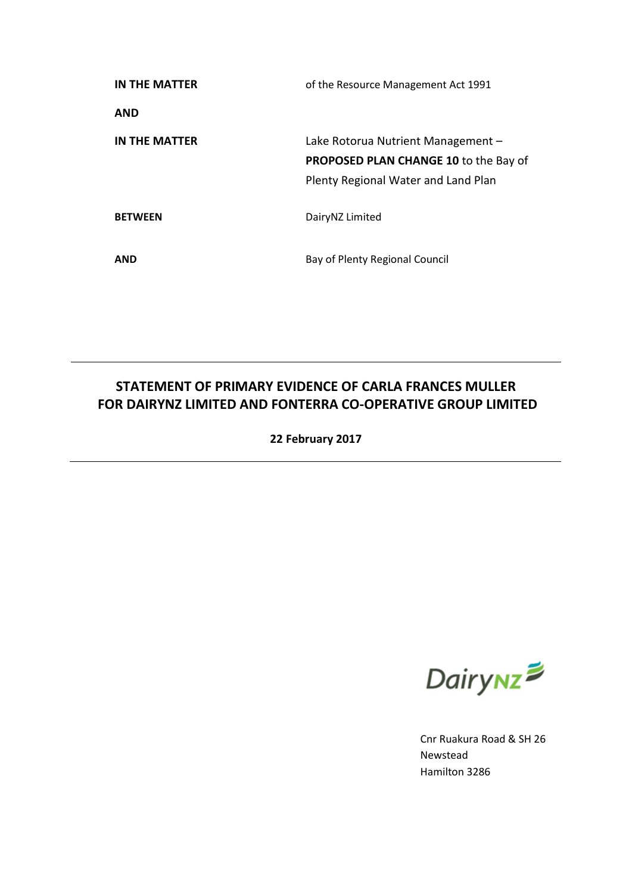| | |
|---|---|
| **IN THE MATTER** | of the Resource Management Act 1991 |
| **AND** | |
| **IN THE MATTER** | Lake Rotorua Nutrient Management – **PROPOSED PLAN CHANGE 10** to the Bay of Plenty Regional Water and Land Plan |
| **BETWEEN** | DairyNZ Limited |
| **AND** | Bay of Plenty Regional Council |

---

## STATEMENT OF PRIMARY EVIDENCE OF CARLA FRANCES MULLER FOR DAIRYNZ LIMITED AND FONTERRA CO-OPERATIVE GROUP LIMITED

**22 February 2017**

---

DairyNZ

Cnr Ruakura Road & SH 26
Newstead
Hamilton 3286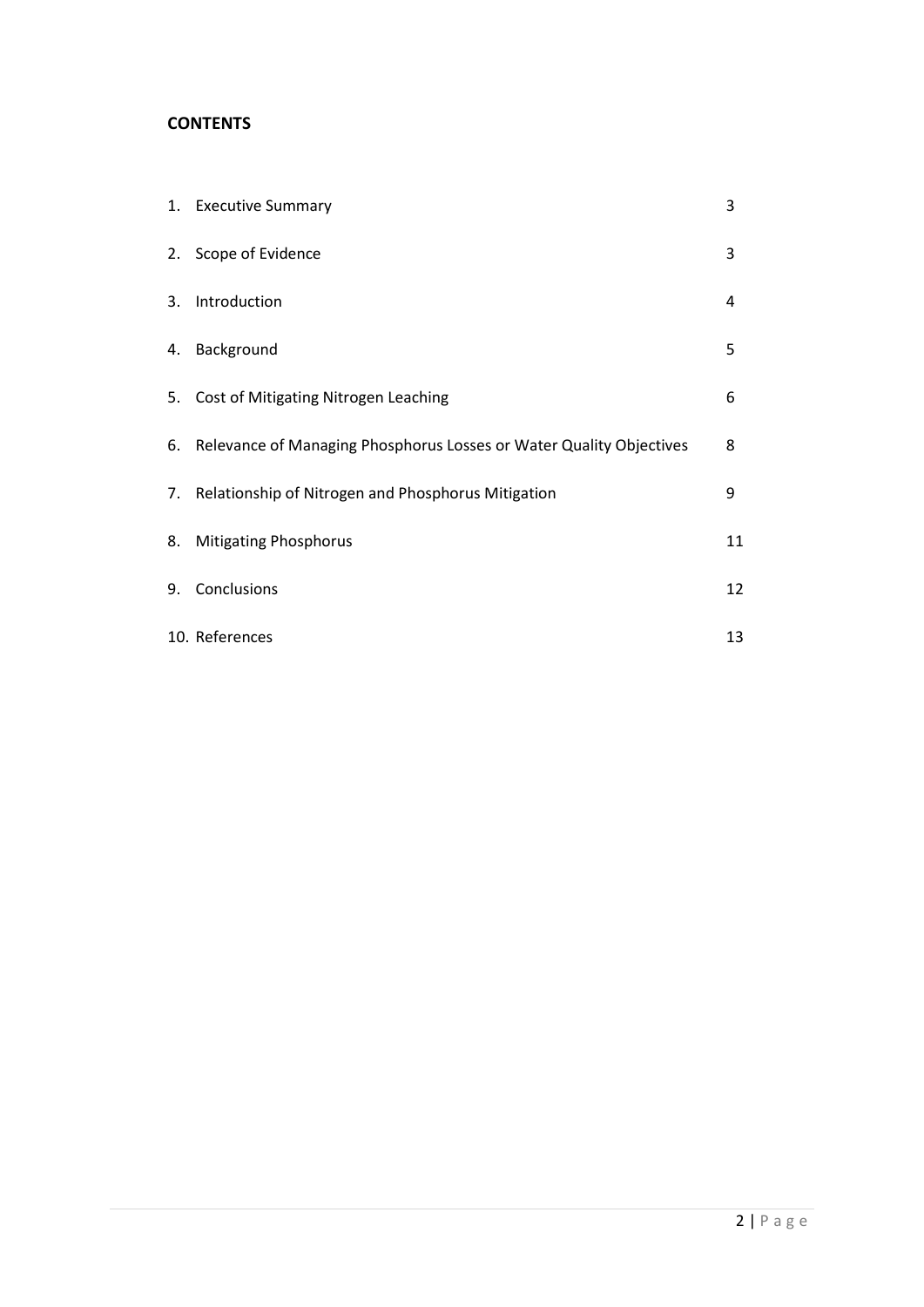**CONTENTS**

| | | |
|---|---|---|
| 1. | Executive Summary | 3 |
| 2. | Scope of Evidence | 3 |
| 3. | Introduction | 4 |
| 4. | Background | 5 |
| 5. | Cost of Mitigating Nitrogen Leaching | 6 |
| 6. | Relevance of Managing Phosphorus Losses or Water Quality Objectives | 8 |
| 7. | Relationship of Nitrogen and Phosphorus Mitigation | 9 |
| 8. | Mitigating Phosphorus | 11 |
| 9. | Conclusions | 12 |
| 10. | References | 13 |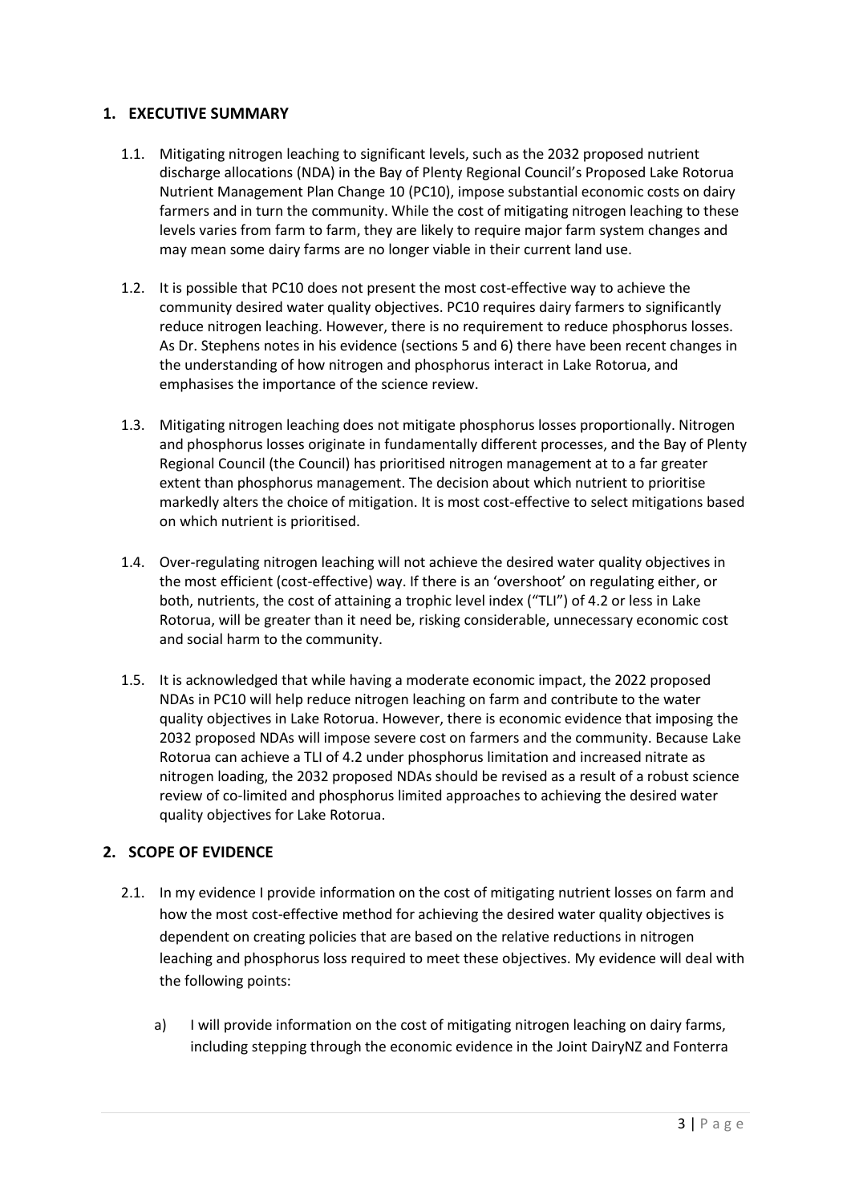## 1. EXECUTIVE SUMMARY

1.1. Mitigating nitrogen leaching to significant levels, such as the 2032 proposed nutrient discharge allocations (NDA) in the Bay of Plenty Regional Council's Proposed Lake Rotorua Nutrient Management Plan Change 10 (PC10), impose substantial economic costs on dairy farmers and in turn the community. While the cost of mitigating nitrogen leaching to these levels varies from farm to farm, they are likely to require major farm system changes and may mean some dairy farms are no longer viable in their current land use.

1.2. It is possible that PC10 does not present the most cost-effective way to achieve the community desired water quality objectives. PC10 requires dairy farmers to significantly reduce nitrogen leaching. However, there is no requirement to reduce phosphorus losses. As Dr. Stephens notes in his evidence (sections 5 and 6) there have been recent changes in the understanding of how nitrogen and phosphorus interact in Lake Rotorua, and emphasises the importance of the science review.

1.3. Mitigating nitrogen leaching does not mitigate phosphorus losses proportionally. Nitrogen and phosphorus losses originate in fundamentally different processes, and the Bay of Plenty Regional Council (the Council) has prioritised nitrogen management at to a far greater extent than phosphorus management. The decision about which nutrient to prioritise markedly alters the choice of mitigation. It is most cost-effective to select mitigations based on which nutrient is prioritised.

1.4. Over-regulating nitrogen leaching will not achieve the desired water quality objectives in the most efficient (cost-effective) way. If there is an 'overshoot' on regulating either, or both, nutrients, the cost of attaining a trophic level index ("TLI") of 4.2 or less in Lake Rotorua, will be greater than it need be, risking considerable, unnecessary economic cost and social harm to the community.

1.5. It is acknowledged that while having a moderate economic impact, the 2022 proposed NDAs in PC10 will help reduce nitrogen leaching on farm and contribute to the water quality objectives in Lake Rotorua. However, there is economic evidence that imposing the 2032 proposed NDAs will impose severe cost on farmers and the community. Because Lake Rotorua can achieve a TLI of 4.2 under phosphorus limitation and increased nitrate as nitrogen loading, the 2032 proposed NDAs should be revised as a result of a robust science review of co-limited and phosphorus limited approaches to achieving the desired water quality objectives for Lake Rotorua.

## 2. SCOPE OF EVIDENCE

2.1. In my evidence I provide information on the cost of mitigating nutrient losses on farm and how the most cost-effective method for achieving the desired water quality objectives is dependent on creating policies that are based on the relative reductions in nitrogen leaching and phosphorus loss required to meet these objectives. My evidence will deal with the following points:

a) I will provide information on the cost of mitigating nitrogen leaching on dairy farms, including stepping through the economic evidence in the Joint DairyNZ and Fonterra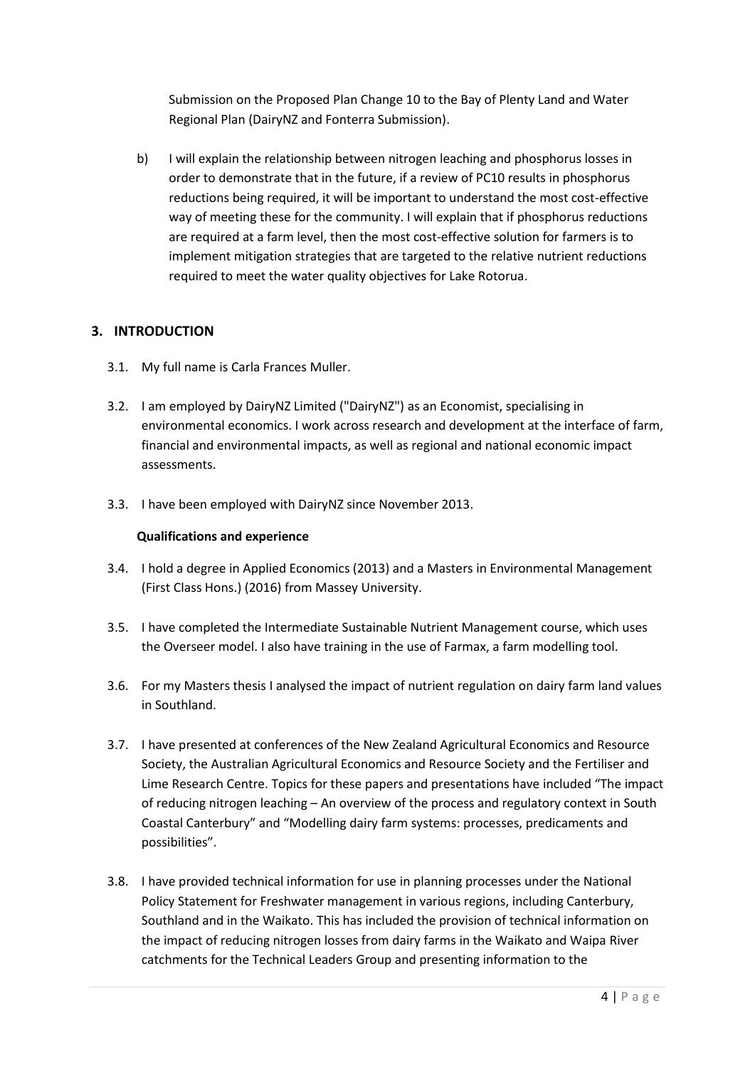Submission on the Proposed Plan Change 10 to the Bay of Plenty Land and Water Regional Plan (DairyNZ and Fonterra Submission).

b) I will explain the relationship between nitrogen leaching and phosphorus losses in order to demonstrate that in the future, if a review of PC10 results in phosphorus reductions being required, it will be important to understand the most cost-effective way of meeting these for the community. I will explain that if phosphorus reductions are required at a farm level, then the most cost-effective solution for farmers is to implement mitigation strategies that are targeted to the relative nutrient reductions required to meet the water quality objectives for Lake Rotorua.

## 3. INTRODUCTION

3.1. My full name is Carla Frances Muller.

3.2. I am employed by DairyNZ Limited ("DairyNZ") as an Economist, specialising in environmental economics. I work across research and development at the interface of farm, financial and environmental impacts, as well as regional and national economic impact assessments.

3.3. I have been employed with DairyNZ since November 2013.

**Qualifications and experience**

3.4. I hold a degree in Applied Economics (2013) and a Masters in Environmental Management (First Class Hons.) (2016) from Massey University.

3.5. I have completed the Intermediate Sustainable Nutrient Management course, which uses the Overseer model. I also have training in the use of Farmax, a farm modelling tool.

3.6. For my Masters thesis I analysed the impact of nutrient regulation on dairy farm land values in Southland.

3.7. I have presented at conferences of the New Zealand Agricultural Economics and Resource Society, the Australian Agricultural Economics and Resource Society and the Fertiliser and Lime Research Centre. Topics for these papers and presentations have included "The impact of reducing nitrogen leaching – An overview of the process and regulatory context in South Coastal Canterbury" and "Modelling dairy farm systems: processes, predicaments and possibilities".

3.8. I have provided technical information for use in planning processes under the National Policy Statement for Freshwater management in various regions, including Canterbury, Southland and in the Waikato. This has included the provision of technical information on the impact of reducing nitrogen losses from dairy farms in the Waikato and Waipa River catchments for the Technical Leaders Group and presenting information to the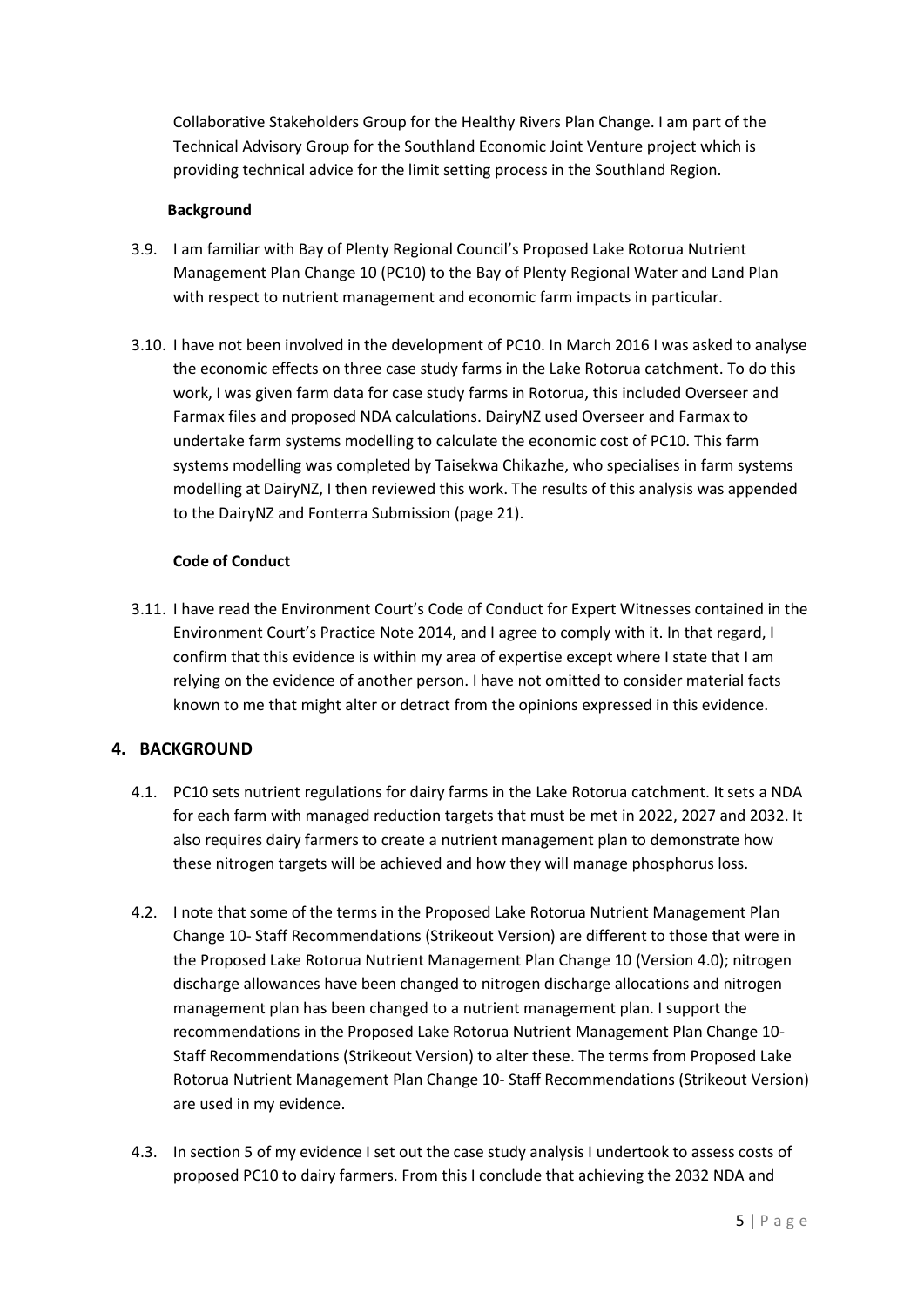Collaborative Stakeholders Group for the Healthy Rivers Plan Change. I am part of the Technical Advisory Group for the Southland Economic Joint Venture project which is providing technical advice for the limit setting process in the Southland Region.

**Background**

3.9. I am familiar with Bay of Plenty Regional Council's Proposed Lake Rotorua Nutrient Management Plan Change 10 (PC10) to the Bay of Plenty Regional Water and Land Plan with respect to nutrient management and economic farm impacts in particular.

3.10. I have not been involved in the development of PC10. In March 2016 I was asked to analyse the economic effects on three case study farms in the Lake Rotorua catchment. To do this work, I was given farm data for case study farms in Rotorua, this included Overseer and Farmax files and proposed NDA calculations. DairyNZ used Overseer and Farmax to undertake farm systems modelling to calculate the economic cost of PC10. This farm systems modelling was completed by Taisekwa Chikazhe, who specialises in farm systems modelling at DairyNZ, I then reviewed this work. The results of this analysis was appended to the DairyNZ and Fonterra Submission (page 21).

**Code of Conduct**

3.11. I have read the Environment Court's Code of Conduct for Expert Witnesses contained in the Environment Court's Practice Note 2014, and I agree to comply with it. In that regard, I confirm that this evidence is within my area of expertise except where I state that I am relying on the evidence of another person. I have not omitted to consider material facts known to me that might alter or detract from the opinions expressed in this evidence.

## 4. BACKGROUND

4.1. PC10 sets nutrient regulations for dairy farms in the Lake Rotorua catchment. It sets a NDA for each farm with managed reduction targets that must be met in 2022, 2027 and 2032. It also requires dairy farmers to create a nutrient management plan to demonstrate how these nitrogen targets will be achieved and how they will manage phosphorus loss.

4.2. I note that some of the terms in the Proposed Lake Rotorua Nutrient Management Plan Change 10- Staff Recommendations (Strikeout Version) are different to those that were in the Proposed Lake Rotorua Nutrient Management Plan Change 10 (Version 4.0); nitrogen discharge allowances have been changed to nitrogen discharge allocations and nitrogen management plan has been changed to a nutrient management plan. I support the recommendations in the Proposed Lake Rotorua Nutrient Management Plan Change 10- Staff Recommendations (Strikeout Version) to alter these. The terms from Proposed Lake Rotorua Nutrient Management Plan Change 10- Staff Recommendations (Strikeout Version) are used in my evidence.

4.3. In section 5 of my evidence I set out the case study analysis I undertook to assess costs of proposed PC10 to dairy farmers. From this I conclude that achieving the 2032 NDA and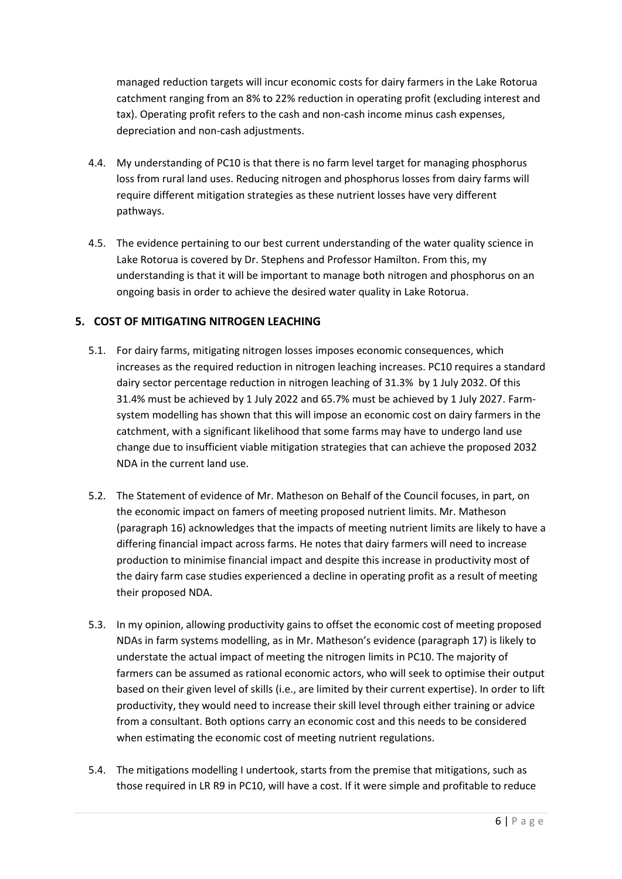managed reduction targets will incur economic costs for dairy farmers in the Lake Rotorua catchment ranging from an 8% to 22% reduction in operating profit (excluding interest and tax). Operating profit refers to the cash and non-cash income minus cash expenses, depreciation and non-cash adjustments.

4.4. My understanding of PC10 is that there is no farm level target for managing phosphorus loss from rural land uses. Reducing nitrogen and phosphorus losses from dairy farms will require different mitigation strategies as these nutrient losses have very different pathways.

4.5. The evidence pertaining to our best current understanding of the water quality science in Lake Rotorua is covered by Dr. Stephens and Professor Hamilton. From this, my understanding is that it will be important to manage both nitrogen and phosphorus on an ongoing basis in order to achieve the desired water quality in Lake Rotorua.

## 5. COST OF MITIGATING NITROGEN LEACHING

5.1. For dairy farms, mitigating nitrogen losses imposes economic consequences, which increases as the required reduction in nitrogen leaching increases. PC10 requires a standard dairy sector percentage reduction in nitrogen leaching of 31.3% by 1 July 2032. Of this 31.4% must be achieved by 1 July 2022 and 65.7% must be achieved by 1 July 2027. Farm-system modelling has shown that this will impose an economic cost on dairy farmers in the catchment, with a significant likelihood that some farms may have to undergo land use change due to insufficient viable mitigation strategies that can achieve the proposed 2032 NDA in the current land use.

5.2. The Statement of evidence of Mr. Matheson on Behalf of the Council focuses, in part, on the economic impact on famers of meeting proposed nutrient limits. Mr. Matheson (paragraph 16) acknowledges that the impacts of meeting nutrient limits are likely to have a differing financial impact across farms. He notes that dairy farmers will need to increase production to minimise financial impact and despite this increase in productivity most of the dairy farm case studies experienced a decline in operating profit as a result of meeting their proposed NDA.

5.3. In my opinion, allowing productivity gains to offset the economic cost of meeting proposed NDAs in farm systems modelling, as in Mr. Matheson's evidence (paragraph 17) is likely to understate the actual impact of meeting the nitrogen limits in PC10. The majority of farmers can be assumed as rational economic actors, who will seek to optimise their output based on their given level of skills (i.e., are limited by their current expertise). In order to lift productivity, they would need to increase their skill level through either training or advice from a consultant. Both options carry an economic cost and this needs to be considered when estimating the economic cost of meeting nutrient regulations.

5.4. The mitigations modelling I undertook, starts from the premise that mitigations, such as those required in LR R9 in PC10, will have a cost. If it were simple and profitable to reduce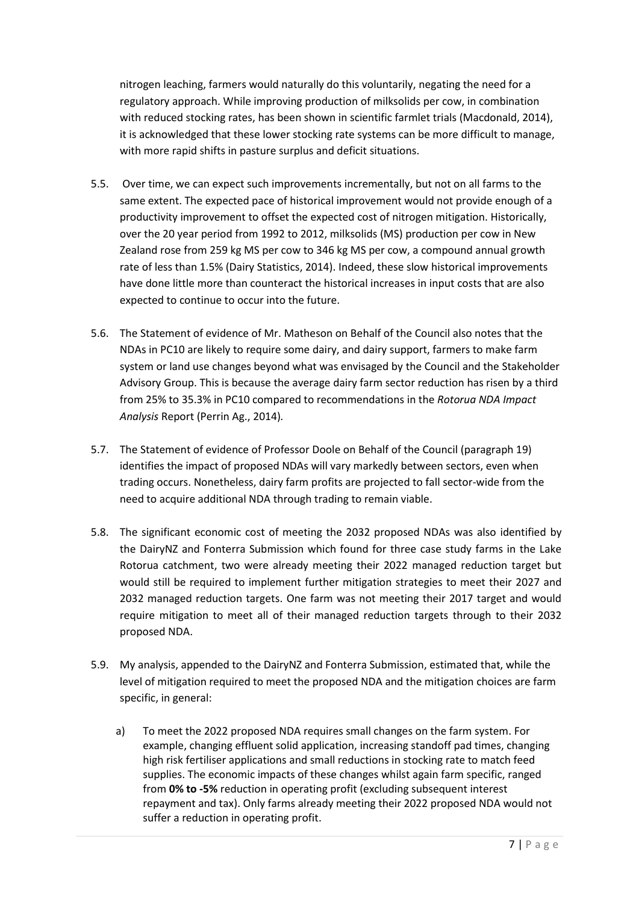nitrogen leaching, farmers would naturally do this voluntarily, negating the need for a regulatory approach. While improving production of milksolids per cow, in combination with reduced stocking rates, has been shown in scientific farmlet trials (Macdonald, 2014), it is acknowledged that these lower stocking rate systems can be more difficult to manage, with more rapid shifts in pasture surplus and deficit situations.

5.5. Over time, we can expect such improvements incrementally, but not on all farms to the same extent. The expected pace of historical improvement would not provide enough of a productivity improvement to offset the expected cost of nitrogen mitigation. Historically, over the 20 year period from 1992 to 2012, milksolids (MS) production per cow in New Zealand rose from 259 kg MS per cow to 346 kg MS per cow, a compound annual growth rate of less than 1.5% (Dairy Statistics, 2014). Indeed, these slow historical improvements have done little more than counteract the historical increases in input costs that are also expected to continue to occur into the future.

5.6. The Statement of evidence of Mr. Matheson on Behalf of the Council also notes that the NDAs in PC10 are likely to require some dairy, and dairy support, farmers to make farm system or land use changes beyond what was envisaged by the Council and the Stakeholder Advisory Group. This is because the average dairy farm sector reduction has risen by a third from 25% to 35.3% in PC10 compared to recommendations in the *Rotorua NDA Impact Analysis* Report (Perrin Ag., 2014).

5.7. The Statement of evidence of Professor Doole on Behalf of the Council (paragraph 19) identifies the impact of proposed NDAs will vary markedly between sectors, even when trading occurs. Nonetheless, dairy farm profits are projected to fall sector-wide from the need to acquire additional NDA through trading to remain viable.

5.8. The significant economic cost of meeting the 2032 proposed NDAs was also identified by the DairyNZ and Fonterra Submission which found for three case study farms in the Lake Rotorua catchment, two were already meeting their 2022 managed reduction target but would still be required to implement further mitigation strategies to meet their 2027 and 2032 managed reduction targets. One farm was not meeting their 2017 target and would require mitigation to meet all of their managed reduction targets through to their 2032 proposed NDA.

5.9. My analysis, appended to the DairyNZ and Fonterra Submission, estimated that, while the level of mitigation required to meet the proposed NDA and the mitigation choices are farm specific, in general:

a) To meet the 2022 proposed NDA requires small changes on the farm system. For example, changing effluent solid application, increasing standoff pad times, changing high risk fertiliser applications and small reductions in stocking rate to match feed supplies. The economic impacts of these changes whilst again farm specific, ranged from **0% to -5%** reduction in operating profit (excluding subsequent interest repayment and tax). Only farms already meeting their 2022 proposed NDA would not suffer a reduction in operating profit.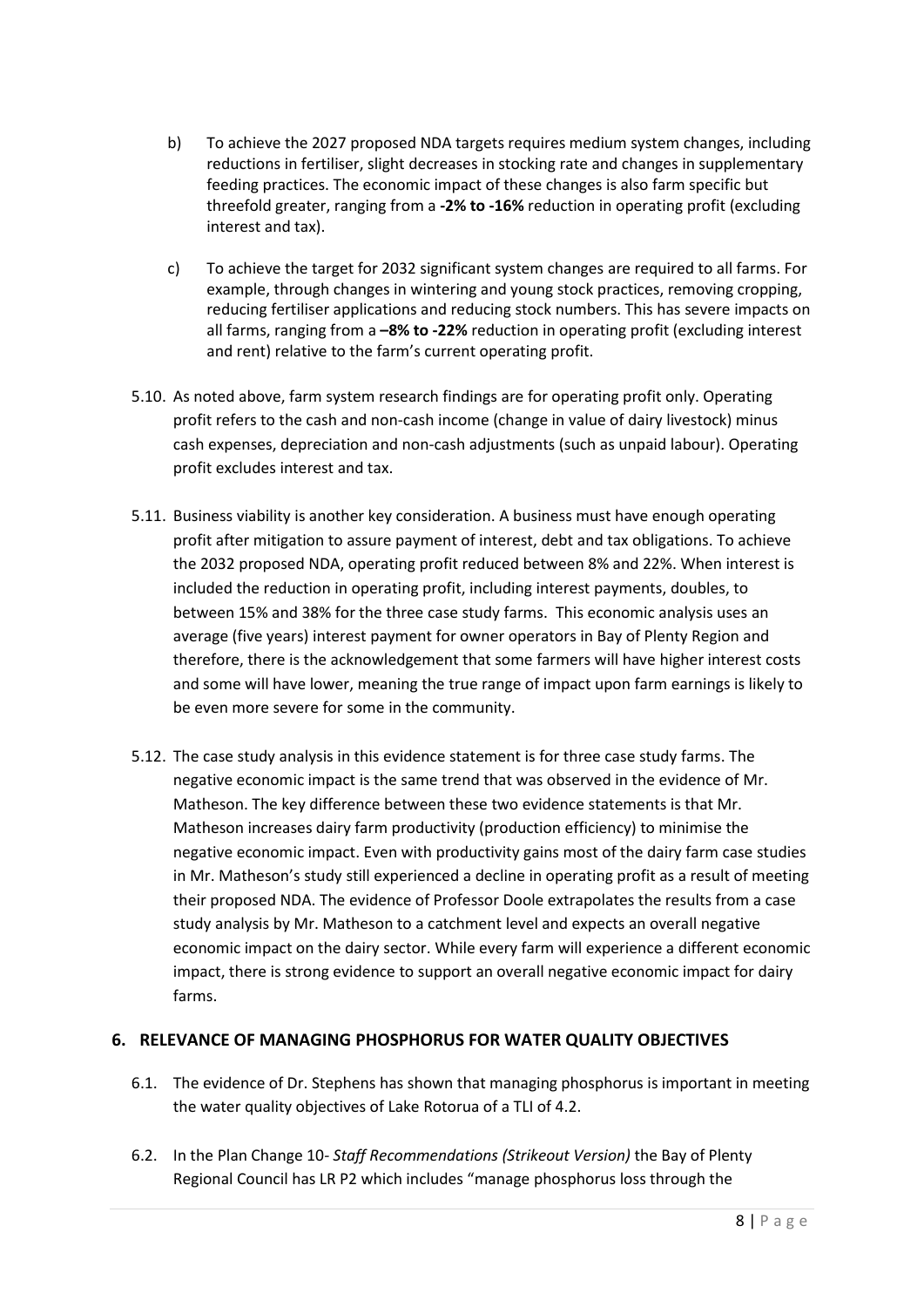b) To achieve the 2027 proposed NDA targets requires medium system changes, including reductions in fertiliser, slight decreases in stocking rate and changes in supplementary feeding practices. The economic impact of these changes is also farm specific but threefold greater, ranging from a **-2% to -16%** reduction in operating profit (excluding interest and tax).

c) To achieve the target for 2032 significant system changes are required to all farms. For example, through changes in wintering and young stock practices, removing cropping, reducing fertiliser applications and reducing stock numbers. This has severe impacts on all farms, ranging from a **–8% to -22%** reduction in operating profit (excluding interest and rent) relative to the farm's current operating profit.

5.10. As noted above, farm system research findings are for operating profit only. Operating profit refers to the cash and non-cash income (change in value of dairy livestock) minus cash expenses, depreciation and non-cash adjustments (such as unpaid labour). Operating profit excludes interest and tax.

5.11. Business viability is another key consideration. A business must have enough operating profit after mitigation to assure payment of interest, debt and tax obligations. To achieve the 2032 proposed NDA, operating profit reduced between 8% and 22%. When interest is included the reduction in operating profit, including interest payments, doubles, to between 15% and 38% for the three case study farms. This economic analysis uses an average (five years) interest payment for owner operators in Bay of Plenty Region and therefore, there is the acknowledgement that some farmers will have higher interest costs and some will have lower, meaning the true range of impact upon farm earnings is likely to be even more severe for some in the community.

5.12. The case study analysis in this evidence statement is for three case study farms. The negative economic impact is the same trend that was observed in the evidence of Mr. Matheson. The key difference between these two evidence statements is that Mr. Matheson increases dairy farm productivity (production efficiency) to minimise the negative economic impact. Even with productivity gains most of the dairy farm case studies in Mr. Matheson's study still experienced a decline in operating profit as a result of meeting their proposed NDA. The evidence of Professor Doole extrapolates the results from a case study analysis by Mr. Matheson to a catchment level and expects an overall negative economic impact on the dairy sector. While every farm will experience a different economic impact, there is strong evidence to support an overall negative economic impact for dairy farms.

## 6. RELEVANCE OF MANAGING PHOSPHORUS FOR WATER QUALITY OBJECTIVES

6.1. The evidence of Dr. Stephens has shown that managing phosphorus is important in meeting the water quality objectives of Lake Rotorua of a TLI of 4.2.

6.2. In the Plan Change 10- *Staff Recommendations (Strikeout Version)* the Bay of Plenty Regional Council has LR P2 which includes "manage phosphorus loss through the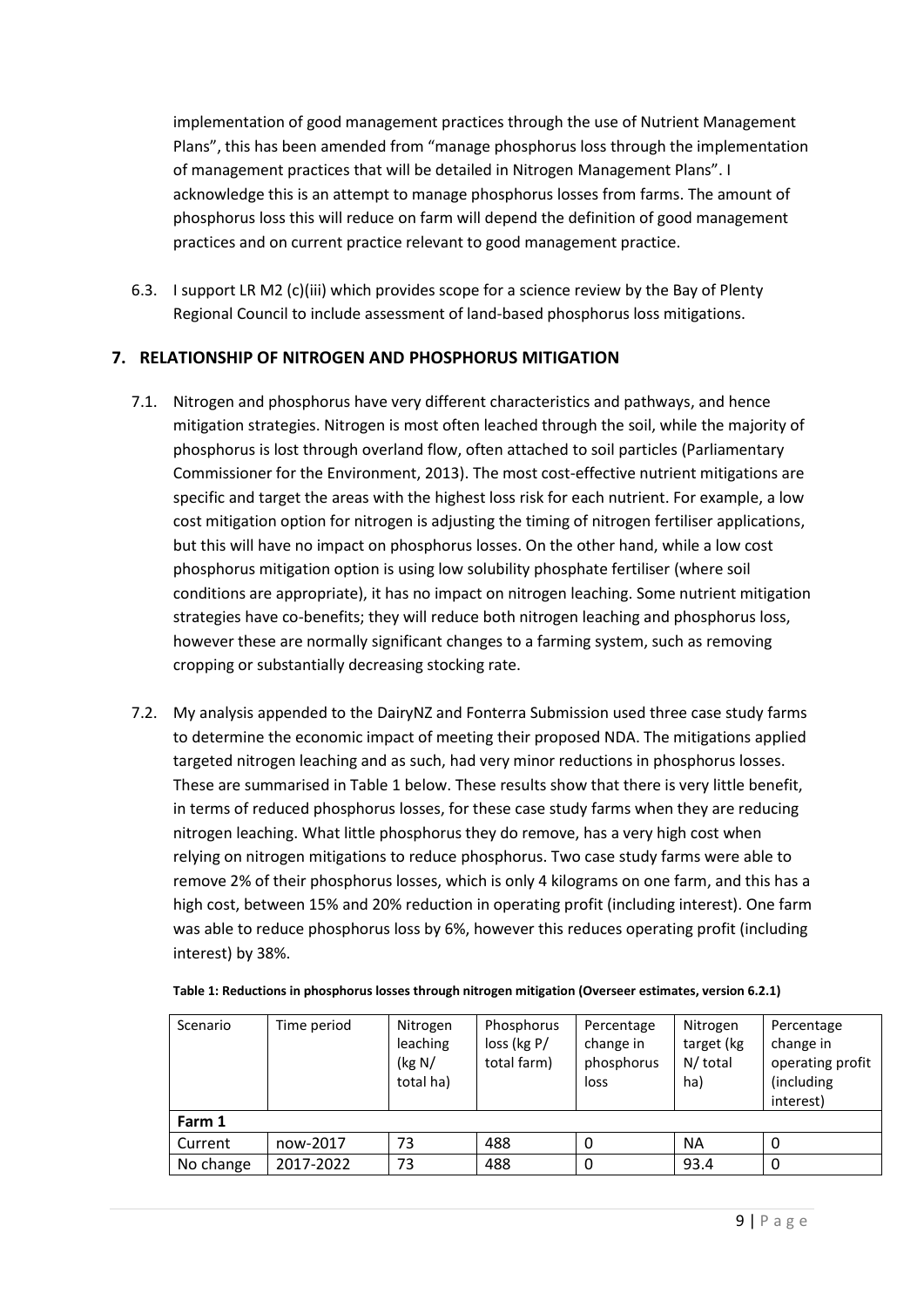implementation of good management practices through the use of Nutrient Management Plans", this has been amended from "manage phosphorus loss through the implementation of management practices that will be detailed in Nitrogen Management Plans". I acknowledge this is an attempt to manage phosphorus losses from farms. The amount of phosphorus loss this will reduce on farm will depend the definition of good management practices and on current practice relevant to good management practice.

6.3. I support LR M2 (c)(iii) which provides scope for a science review by the Bay of Plenty Regional Council to include assessment of land-based phosphorus loss mitigations.

## 7. RELATIONSHIP OF NITROGEN AND PHOSPHORUS MITIGATION

7.1. Nitrogen and phosphorus have very different characteristics and pathways, and hence mitigation strategies. Nitrogen is most often leached through the soil, while the majority of phosphorus is lost through overland flow, often attached to soil particles (Parliamentary Commissioner for the Environment, 2013). The most cost-effective nutrient mitigations are specific and target the areas with the highest loss risk for each nutrient. For example, a low cost mitigation option for nitrogen is adjusting the timing of nitrogen fertiliser applications, but this will have no impact on phosphorus losses. On the other hand, while a low cost phosphorus mitigation option is using low solubility phosphate fertiliser (where soil conditions are appropriate), it has no impact on nitrogen leaching. Some nutrient mitigation strategies have co-benefits; they will reduce both nitrogen leaching and phosphorus loss, however these are normally significant changes to a farming system, such as removing cropping or substantially decreasing stocking rate.

7.2. My analysis appended to the DairyNZ and Fonterra Submission used three case study farms to determine the economic impact of meeting their proposed NDA. The mitigations applied targeted nitrogen leaching and as such, had very minor reductions in phosphorus losses. These are summarised in Table 1 below. These results show that there is very little benefit, in terms of reduced phosphorus losses, for these case study farms when they are reducing nitrogen leaching. What little phosphorus they do remove, has a very high cost when relying on nitrogen mitigations to reduce phosphorus. Two case study farms were able to remove 2% of their phosphorus losses, which is only 4 kilograms on one farm, and this has a high cost, between 15% and 20% reduction in operating profit (including interest). One farm was able to reduce phosphorus loss by 6%, however this reduces operating profit (including interest) by 38%.

**Table 1: Reductions in phosphorus losses through nitrogen mitigation (Overseer estimates, version 6.2.1)**

| Scenario | Time period | Nitrogen leaching (kg N/ total ha) | Phosphorus loss (kg P/ total farm) | Percentage change in phosphorus loss | Nitrogen target (kg N/ total ha) | Percentage change in operating profit (including interest) |
|---|---|---|---|---|---|---|
| **Farm 1** | | | | | | |
| Current | now-2017 | 73 | 488 | 0 | NA | 0 |
| No change | 2017-2022 | 73 | 488 | 0 | 93.4 | 0 |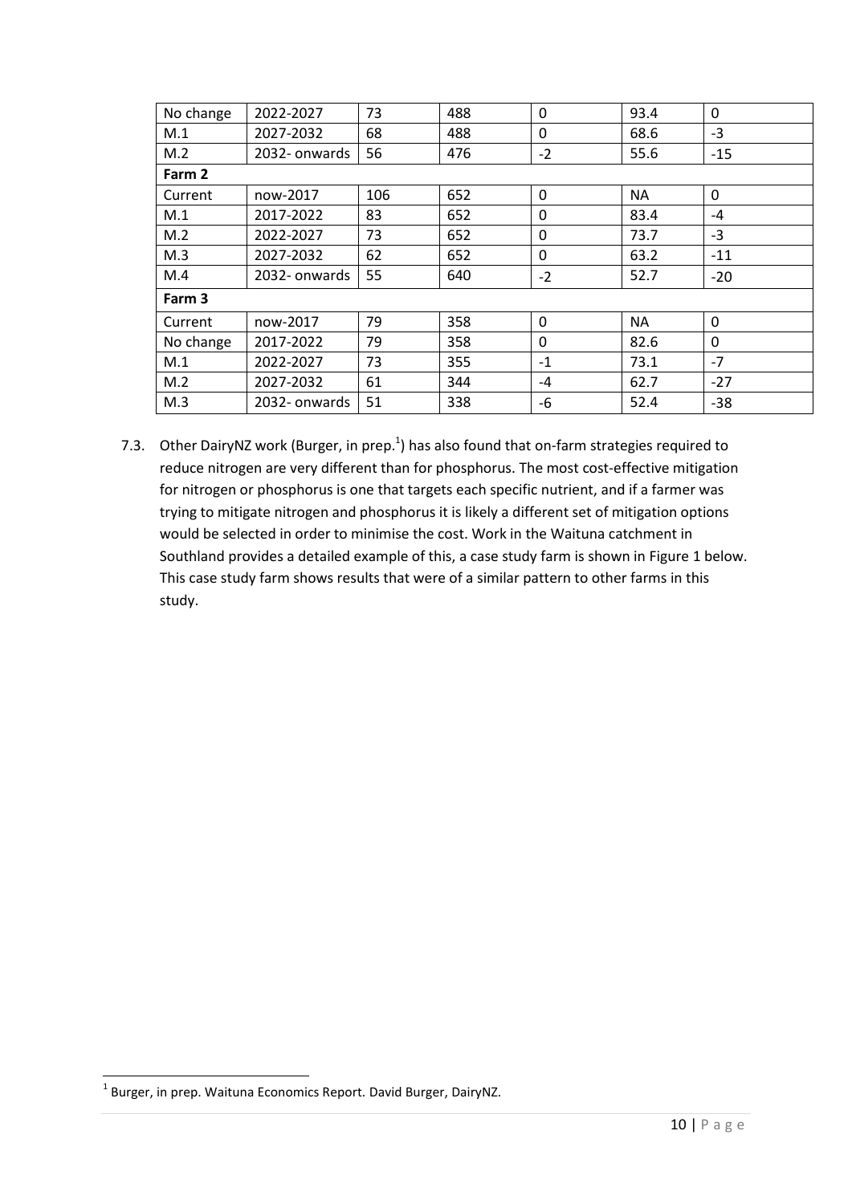| | | | | | | |
|---|---|---|---|---|---|---|
| No change | 2022-2027 | 73 | 488 | 0 | 93.4 | 0 |
| M.1 | 2027-2032 | 68 | 488 | 0 | 68.6 | -3 |
| M.2 | 2032- onwards | 56 | 476 | -2 | 55.6 | -15 |
| **Farm 2** | | | | | | |
| Current | now-2017 | 106 | 652 | 0 | NA | 0 |
| M.1 | 2017-2022 | 83 | 652 | 0 | 83.4 | -4 |
| M.2 | 2022-2027 | 73 | 652 | 0 | 73.7 | -3 |
| M.3 | 2027-2032 | 62 | 652 | 0 | 63.2 | -11 |
| M.4 | 2032- onwards | 55 | 640 | -2 | 52.7 | -20 |
| **Farm 3** | | | | | | |
| Current | now-2017 | 79 | 358 | 0 | NA | 0 |
| No change | 2017-2022 | 79 | 358 | 0 | 82.6 | 0 |
| M.1 | 2022-2027 | 73 | 355 | -1 | 73.1 | -7 |
| M.2 | 2027-2032 | 61 | 344 | -4 | 62.7 | -27 |
| M.3 | 2032- onwards | 51 | 338 | -6 | 52.4 | -38 |

7.3. Other DairyNZ work (Burger, in prep.[1]) has also found that on-farm strategies required to reduce nitrogen are very different than for phosphorus. The most cost-effective mitigation for nitrogen or phosphorus is one that targets each specific nutrient, and if a farmer was trying to mitigate nitrogen and phosphorus it is likely a different set of mitigation options would be selected in order to minimise the cost. Work in the Waituna catchment in Southland provides a detailed example of this, a case study farm is shown in Figure 1 below. This case study farm shows results that were of a similar pattern to other farms in this study.

[1] Burger, in prep. Waituna Economics Report. David Burger, DairyNZ.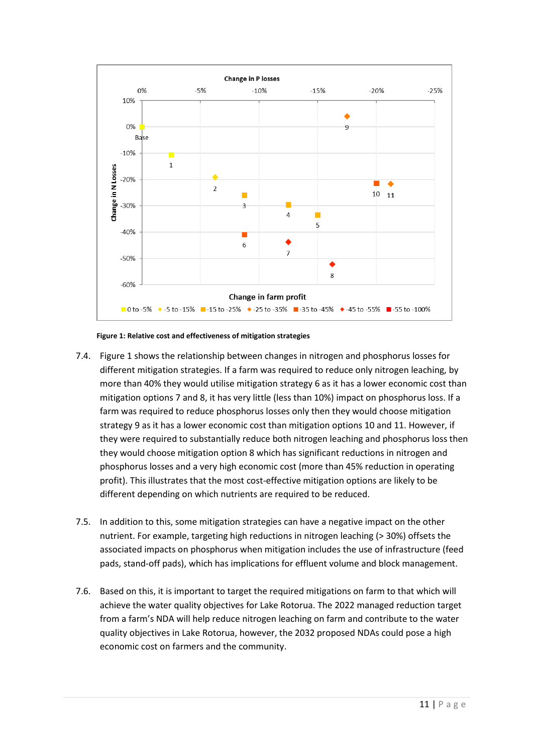Figure 1: Relative cost and effectiveness of mitigation strategies

7.4. Figure 1 shows the relationship between changes in nitrogen and phosphorus losses for different mitigation strategies. If a farm was required to reduce only nitrogen leaching, by more than 40% they would utilise mitigation strategy 6 as it has a lower economic cost than mitigation options 7 and 8, it has very little (less than 10%) impact on phosphorus loss. If a farm was required to reduce phosphorus losses only then they would choose mitigation strategy 9 as it has a lower economic cost than mitigation options 10 and 11. However, if they were required to substantially reduce both nitrogen leaching and phosphorus loss then they would choose mitigation option 8 which has significant reductions in nitrogen and phosphorus losses and a very high economic cost (more than 45% reduction in operating profit). This illustrates that the most cost-effective mitigation options are likely to be different depending on which nutrients are required to be reduced.

7.5. In addition to this, some mitigation strategies can have a negative impact on the other nutrient. For example, targeting high reductions in nitrogen leaching (> 30%) offsets the associated impacts on phosphorus when mitigation includes the use of infrastructure (feed pads, stand-off pads), which has implications for effluent volume and block management.

7.6. Based on this, it is important to target the required mitigations on farm to that which will achieve the water quality objectives for Lake Rotorua. The 2022 managed reduction target from a farm's NDA will help reduce nitrogen leaching on farm and contribute to the water quality objectives in Lake Rotorua, however, the 2032 proposed NDAs could pose a high economic cost on farmers and the community.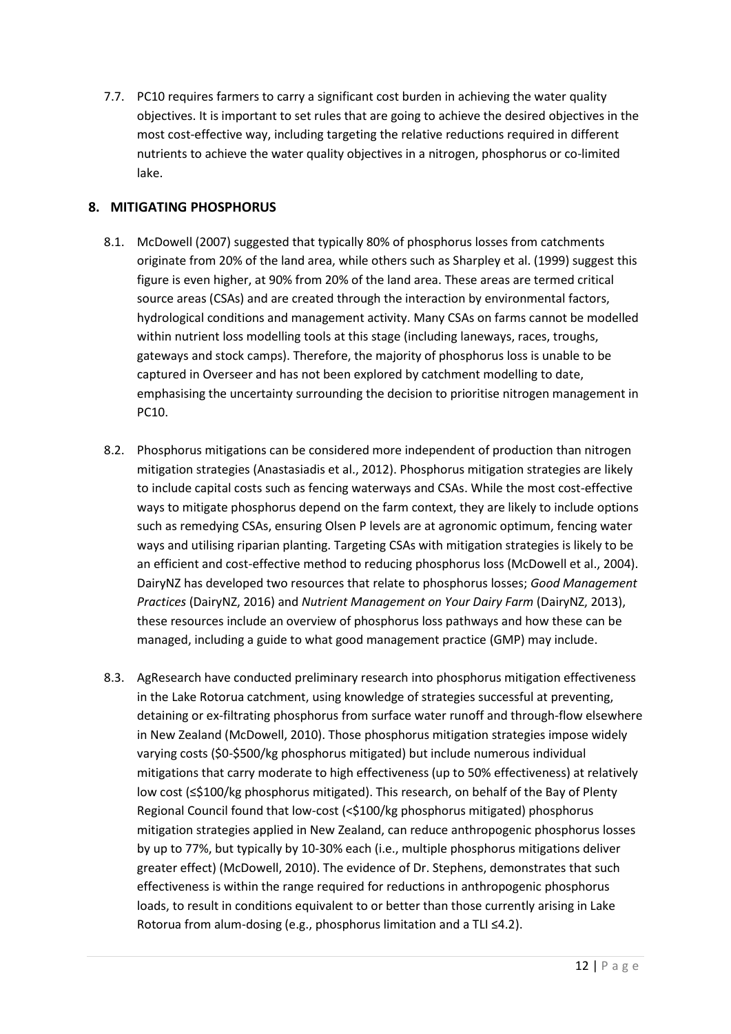7.7. PC10 requires farmers to carry a significant cost burden in achieving the water quality objectives. It is important to set rules that are going to achieve the desired objectives in the most cost-effective way, including targeting the relative reductions required in different nutrients to achieve the water quality objectives in a nitrogen, phosphorus or co-limited lake.

## 8. MITIGATING PHOSPHORUS

8.1. McDowell (2007) suggested that typically 80% of phosphorus losses from catchments originate from 20% of the land area, while others such as Sharpley et al. (1999) suggest this figure is even higher, at 90% from 20% of the land area. These areas are termed critical source areas (CSAs) and are created through the interaction by environmental factors, hydrological conditions and management activity. Many CSAs on farms cannot be modelled within nutrient loss modelling tools at this stage (including laneways, races, troughs, gateways and stock camps). Therefore, the majority of phosphorus loss is unable to be captured in Overseer and has not been explored by catchment modelling to date, emphasising the uncertainty surrounding the decision to prioritise nitrogen management in PC10.

8.2. Phosphorus mitigations can be considered more independent of production than nitrogen mitigation strategies (Anastasiadis et al., 2012). Phosphorus mitigation strategies are likely to include capital costs such as fencing waterways and CSAs. While the most cost-effective ways to mitigate phosphorus depend on the farm context, they are likely to include options such as remedying CSAs, ensuring Olsen P levels are at agronomic optimum, fencing water ways and utilising riparian planting. Targeting CSAs with mitigation strategies is likely to be an efficient and cost-effective method to reducing phosphorus loss (McDowell et al., 2004). DairyNZ has developed two resources that relate to phosphorus losses; *Good Management Practices* (DairyNZ, 2016) and *Nutrient Management on Your Dairy Farm* (DairyNZ, 2013), these resources include an overview of phosphorus loss pathways and how these can be managed, including a guide to what good management practice (GMP) may include.

8.3. AgResearch have conducted preliminary research into phosphorus mitigation effectiveness in the Lake Rotorua catchment, using knowledge of strategies successful at preventing, detaining or ex-filtrating phosphorus from surface water runoff and through-flow elsewhere in New Zealand (McDowell, 2010). Those phosphorus mitigation strategies impose widely varying costs ($0-$500/kg phosphorus mitigated) but include numerous individual mitigations that carry moderate to high effectiveness (up to 50% effectiveness) at relatively low cost (≤$100/kg phosphorus mitigated). This research, on behalf of the Bay of Plenty Regional Council found that low-cost (<$100/kg phosphorus mitigated) phosphorus mitigation strategies applied in New Zealand, can reduce anthropogenic phosphorus losses by up to 77%, but typically by 10-30% each (i.e., multiple phosphorus mitigations deliver greater effect) (McDowell, 2010). The evidence of Dr. Stephens, demonstrates that such effectiveness is within the range required for reductions in anthropogenic phosphorus loads, to result in conditions equivalent to or better than those currently arising in Lake Rotorua from alum-dosing (e.g., phosphorus limitation and a TLI ≤4.2).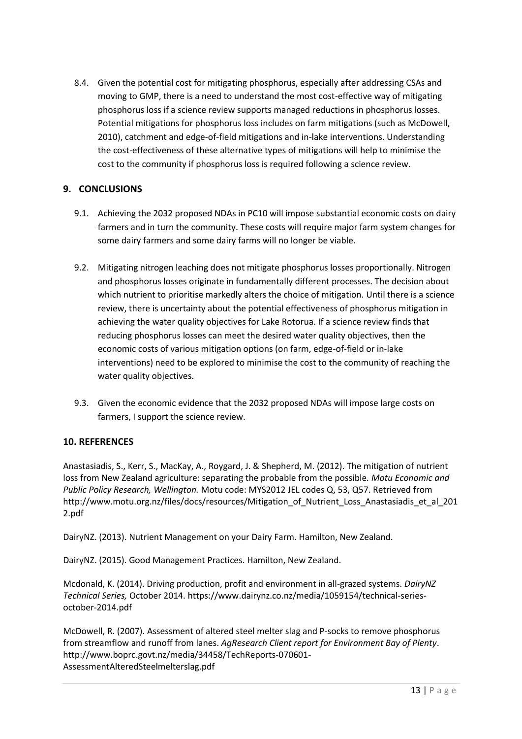8.4. Given the potential cost for mitigating phosphorus, especially after addressing CSAs and moving to GMP, there is a need to understand the most cost-effective way of mitigating phosphorus loss if a science review supports managed reductions in phosphorus losses. Potential mitigations for phosphorus loss includes on farm mitigations (such as McDowell, 2010), catchment and edge-of-field mitigations and in-lake interventions. Understanding the cost-effectiveness of these alternative types of mitigations will help to minimise the cost to the community if phosphorus loss is required following a science review.

## 9. CONCLUSIONS

9.1. Achieving the 2032 proposed NDAs in PC10 will impose substantial economic costs on dairy farmers and in turn the community. These costs will require major farm system changes for some dairy farmers and some dairy farms will no longer be viable.

9.2. Mitigating nitrogen leaching does not mitigate phosphorus losses proportionally. Nitrogen and phosphorus losses originate in fundamentally different processes. The decision about which nutrient to prioritise markedly alters the choice of mitigation. Until there is a science review, there is uncertainty about the potential effectiveness of phosphorus mitigation in achieving the water quality objectives for Lake Rotorua. If a science review finds that reducing phosphorus losses can meet the desired water quality objectives, then the economic costs of various mitigation options (on farm, edge-of-field or in-lake interventions) need to be explored to minimise the cost to the community of reaching the water quality objectives.

9.3. Given the economic evidence that the 2032 proposed NDAs will impose large costs on farmers, I support the science review.

## 10. REFERENCES

Anastasiadis, S., Kerr, S., MacKay, A., Roygard, J. & Shepherd, M. (2012). The mitigation of nutrient loss from New Zealand agriculture: separating the probable from the possible. *Motu Economic and Public Policy Research, Wellington.* Motu code: MYS2012 JEL codes Q, 53, Q57. Retrieved from http://www.motu.org.nz/files/docs/resources/Mitigation_of_Nutrient_Loss_Anastasiadis_et_al_2012.pdf

DairyNZ. (2013). Nutrient Management on your Dairy Farm. Hamilton, New Zealand.

DairyNZ. (2015). Good Management Practices. Hamilton, New Zealand.

Mcdonald, K. (2014). Driving production, profit and environment in all-grazed systems. *DairyNZ Technical Series,* October 2014. https://www.dairynz.co.nz/media/1059154/technical-series-october-2014.pdf

McDowell, R. (2007). Assessment of altered steel melter slag and P-socks to remove phosphorus from streamflow and runoff from lanes. *AgResearch Client report for Environment Bay of Plenty*. http://www.boprc.govt.nz/media/34458/TechReports-070601-AssessmentAlteredSteelmelterslag.pdf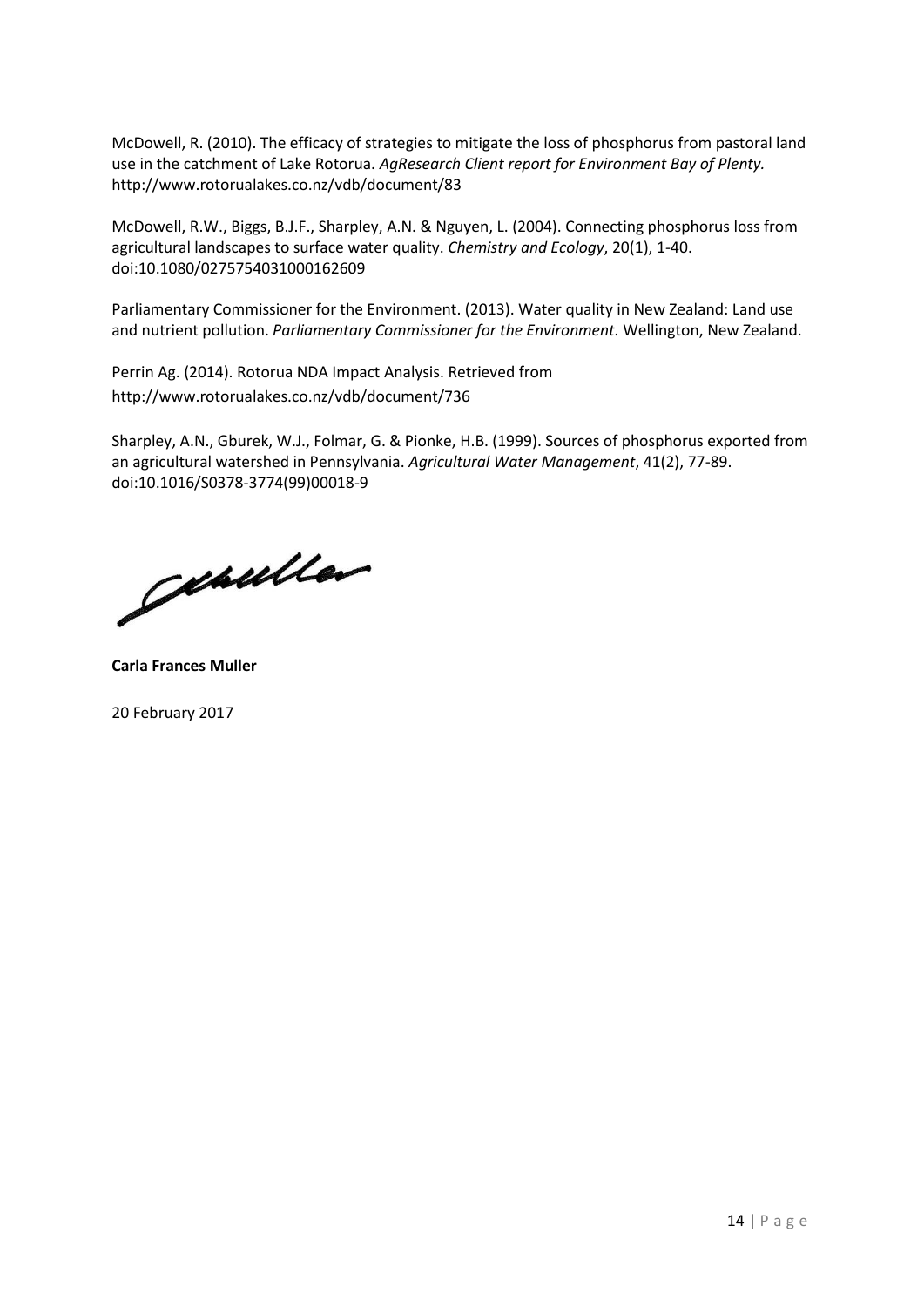McDowell, R. (2010). The efficacy of strategies to mitigate the loss of phosphorus from pastoral land use in the catchment of Lake Rotorua. *AgResearch Client report for Environment Bay of Plenty.* http://www.rotorualakes.co.nz/vdb/document/83

McDowell, R.W., Biggs, B.J.F., Sharpley, A.N. & Nguyen, L. (2004). Connecting phosphorus loss from agricultural landscapes to surface water quality. *Chemistry and Ecology*, 20(1), 1-40. doi:10.1080/02757540310001626092

Parliamentary Commissioner for the Environment. (2013). Water quality in New Zealand: Land use and nutrient pollution. *Parliamentary Commissioner for the Environment.* Wellington, New Zealand.

Perrin Ag. (2014). Rotorua NDA Impact Analysis. Retrieved from http://www.rotorualakes.co.nz/vdb/document/736

Sharpley, A.N., Gburek, W.J., Folmar, G. & Pionke, H.B. (1999). Sources of phosphorus exported from an agricultural watershed in Pennsylvania. *Agricultural Water Management*, 41(2), 77-89. doi:10.1016/S0378-3774(99)00018-9

**Carla Frances Muller**

20 February 2017